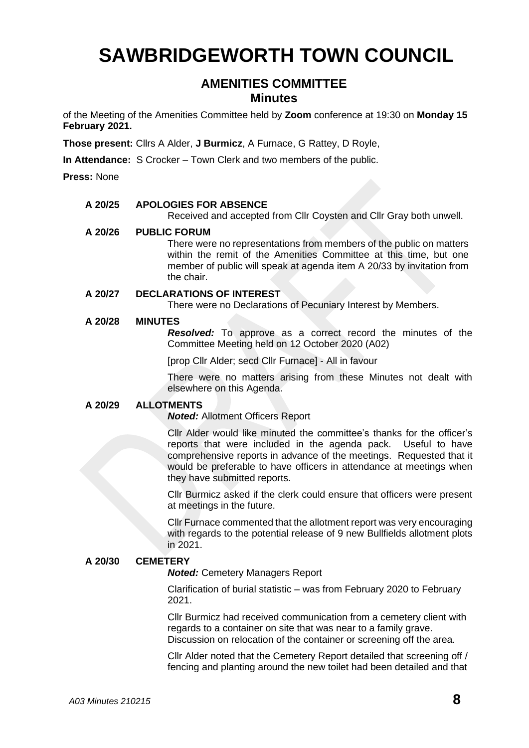# SAWBRIDGEWORTH TOWN COUNCIL

## AMENITIES COMMITTEE
## Minutes

of the Meeting of the Amenities Committee held by **Zoom** conference at 19:30 on **Monday 15 February 2021.**

**Those present:** Cllrs A Alder, **J Burmicz**, A Furnace, G Rattey, D Royle,

**In Attendance:** S Crocker – Town Clerk and two members of the public.

**Press:** None

**A 20/25 APOLOGIES FOR ABSENCE**

Received and accepted from Cllr Coysten and Cllr Gray both unwell.

**A 20/26 PUBLIC FORUM**

There were no representations from members of the public on matters within the remit of the Amenities Committee at this time, but one member of public will speak at agenda item A 20/33 by invitation from the chair.

**A 20/27 DECLARATIONS OF INTEREST**

There were no Declarations of Pecuniary Interest by Members.

**A 20/28 MINUTES**

***Resolved:*** To approve as a correct record the minutes of the Committee Meeting held on 12 October 2020 (A02)

[prop Cllr Alder; secd Cllr Furnace] - All in favour

There were no matters arising from these Minutes not dealt with elsewhere on this Agenda.

**A 20/29 ALLOTMENTS**

***Noted:*** Allotment Officers Report

Cllr Alder would like minuted the committee's thanks for the officer's reports that were included in the agenda pack. Useful to have comprehensive reports in advance of the meetings. Requested that it would be preferable to have officers in attendance at meetings when they have submitted reports.

Cllr Burmicz asked if the clerk could ensure that officers were present at meetings in the future.

Cllr Furnace commented that the allotment report was very encouraging with regards to the potential release of 9 new Bullfields allotment plots in 2021.

**A 20/30 CEMETERY**

***Noted:*** Cemetery Managers Report

Clarification of burial statistic – was from February 2020 to February 2021.

Cllr Burmicz had received communication from a cemetery client with regards to a container on site that was near to a family grave. Discussion on relocation of the container or screening off the area.

Cllr Alder noted that the Cemetery Report detailed that screening off / fencing and planting around the new toilet had been detailed and that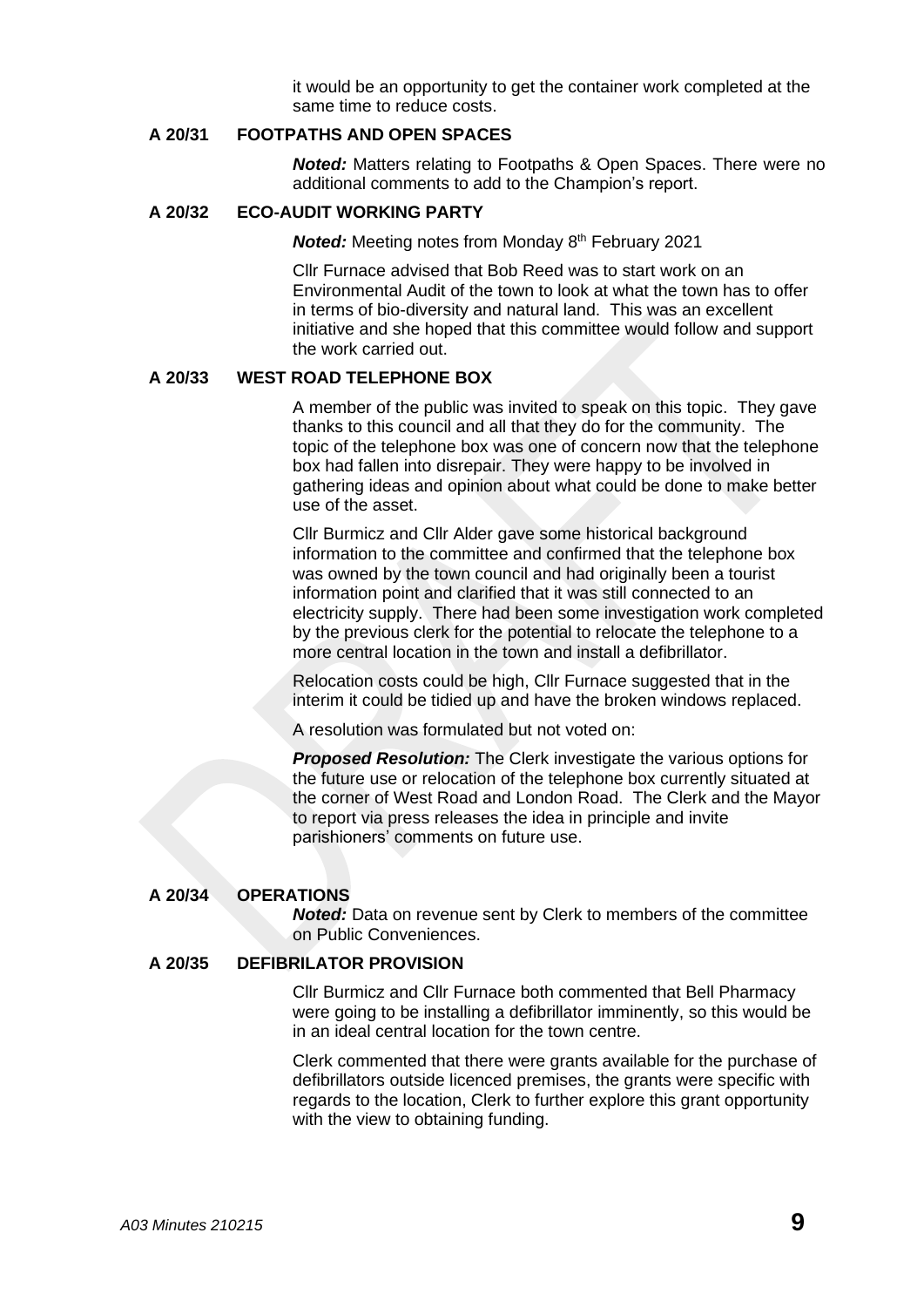it would be an opportunity to get the container work completed at the same time to reduce costs.

**A 20/31 FOOTPATHS AND OPEN SPACES**

***Noted:*** Matters relating to Footpaths & Open Spaces. There were no additional comments to add to the Champion's report.

**A 20/32 ECO-AUDIT WORKING PARTY**

***Noted:*** Meeting notes from Monday 8th February 2021

Cllr Furnace advised that Bob Reed was to start work on an Environmental Audit of the town to look at what the town has to offer in terms of bio-diversity and natural land. This was an excellent initiative and she hoped that this committee would follow and support the work carried out.

**A 20/33 WEST ROAD TELEPHONE BOX**

A member of the public was invited to speak on this topic. They gave thanks to this council and all that they do for the community. The topic of the telephone box was one of concern now that the telephone box had fallen into disrepair. They were happy to be involved in gathering ideas and opinion about what could be done to make better use of the asset.

Cllr Burmicz and Cllr Alder gave some historical background information to the committee and confirmed that the telephone box was owned by the town council and had originally been a tourist information point and clarified that it was still connected to an electricity supply. There had been some investigation work completed by the previous clerk for the potential to relocate the telephone to a more central location in the town and install a defibrillator.

Relocation costs could be high, Cllr Furnace suggested that in the interim it could be tidied up and have the broken windows replaced.

A resolution was formulated but not voted on:

***Proposed Resolution:*** The Clerk investigate the various options for the future use or relocation of the telephone box currently situated at the corner of West Road and London Road. The Clerk and the Mayor to report via press releases the idea in principle and invite parishioners' comments on future use.

**A 20/34 OPERATIONS**

***Noted:*** Data on revenue sent by Clerk to members of the committee on Public Conveniences.

**A 20/35 DEFIBRILATOR PROVISION**

Cllr Burmicz and Cllr Furnace both commented that Bell Pharmacy were going to be installing a defibrillator imminently, so this would be in an ideal central location for the town centre.

Clerk commented that there were grants available for the purchase of defibrillators outside licenced premises, the grants were specific with regards to the location, Clerk to further explore this grant opportunity with the view to obtaining funding.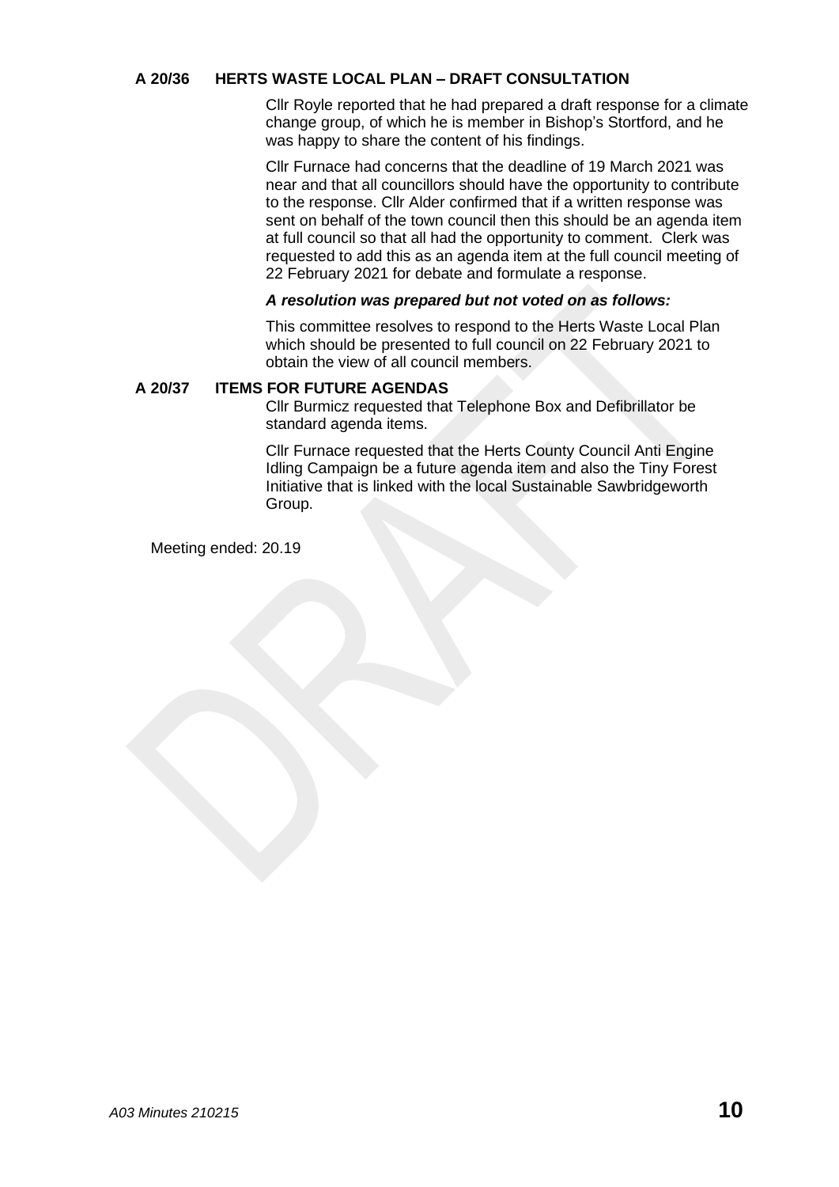**A 20/36 HERTS WASTE LOCAL PLAN – DRAFT CONSULTATION**

Cllr Royle reported that he had prepared a draft response for a climate change group, of which he is member in Bishop's Stortford, and he was happy to share the content of his findings.

Cllr Furnace had concerns that the deadline of 19 March 2021 was near and that all councillors should have the opportunity to contribute to the response. Cllr Alder confirmed that if a written response was sent on behalf of the town council then this should be an agenda item at full council so that all had the opportunity to comment. Clerk was requested to add this as an agenda item at the full council meeting of 22 February 2021 for debate and formulate a response.

***A resolution was prepared but not voted on as follows:***

This committee resolves to respond to the Herts Waste Local Plan which should be presented to full council on 22 February 2021 to obtain the view of all council members.

**A 20/37 ITEMS FOR FUTURE AGENDAS**

Cllr Burmicz requested that Telephone Box and Defibrillator be standard agenda items.

Cllr Furnace requested that the Herts County Council Anti Engine Idling Campaign be a future agenda item and also the Tiny Forest Initiative that is linked with the local Sustainable Sawbridgeworth Group.

Meeting ended: 20.19